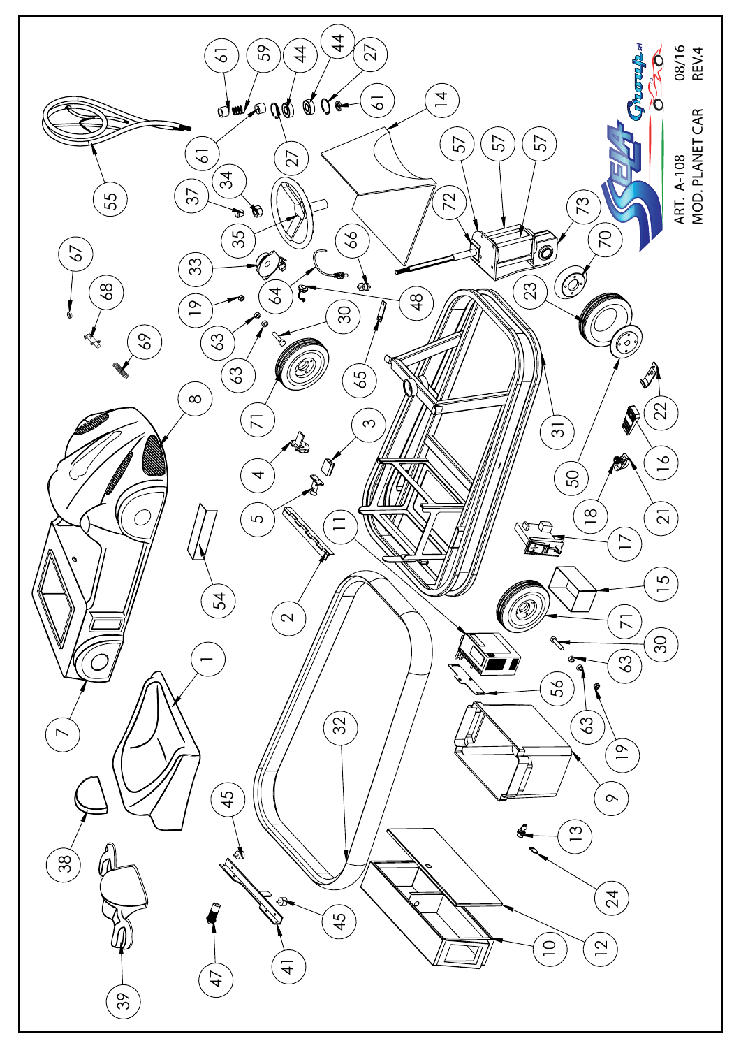ART. A-108
MOD. PLANET CAR

08/16
REV.4

SELA Group srl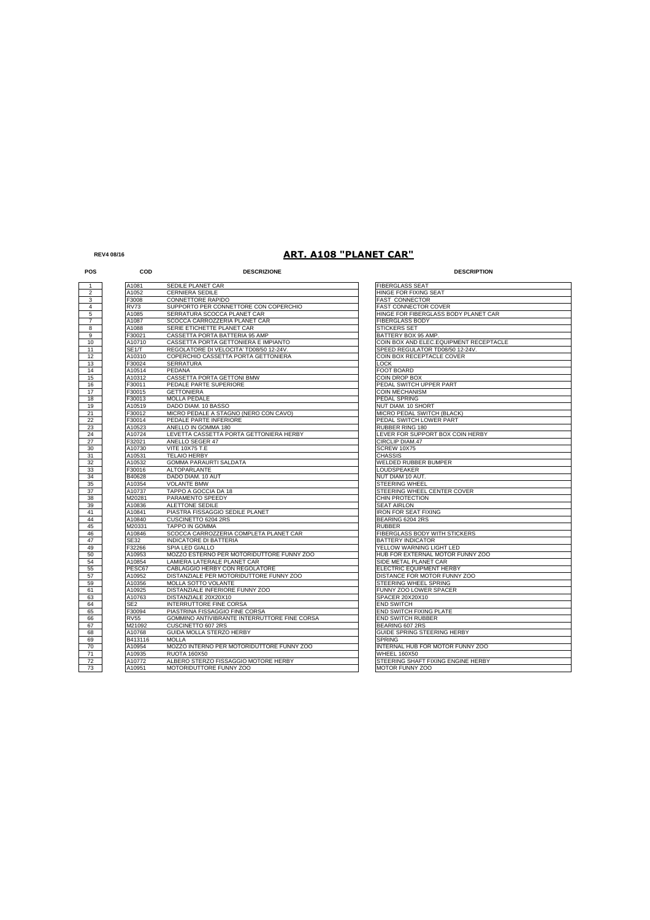REV4 08/16

# ART. A108 "PLANET CAR"

| POS | COD | DESCRIZIONE | DESCRIPTION |
|---|---|---|---|
| 1 | A1081 | SEDILE PLANET CAR | FIBERGLASS SEAT |
| 2 | A1052 | CERNIERA SEDILE | HINGE FOR FIXING SEAT |
| 3 | F3008 | CONNETTORE RAPIDO | FAST CONNECTOR |
| 4 | RV73 | SUPPORTO PER CONNETTORE CON COPERCHIO | FAST CONNECTOR COVER |
| 5 | A1085 | SERRATURA SCOCCA PLANET CAR | HINGE FOR FIBERGLASS BODY PLANET CAR |
| 7 | A1087 | SCOCCA CARROZZERIA PLANET CAR | FIBERGLASS BODY |
| 8 | A1088 | SERIE ETICHETTE PLANET CAR | STICKERS SET |
| 9 | F30021 | CASSETTA PORTA BATTERIA 95 AMP | BATTERY BOX 95 AMP. |
| 10 | A10710 | CASSETTA PORTA GETTONIERA E IMPIANTO | COIN BOX AND ELEC.EQUIPMENT RECEPTACLE |
| 11 | SE1/T | REGOLATORE DI VELOCITA' TD08/50 12-24V. | SPEED REGULATOR TD08/50 12-24V. |
| 12 | A10310 | COPERCHIO CASSETTA PORTA GETTONIERA | COIN BOX RECEPTACLE COVER |
| 13 | F30024 | SERRATURA | LOCK |
| 14 | A10514 | PEDANA | FOOT BOARD |
| 15 | A10312 | CASSETTA PORTA GETTONI BMW | COIN DROP BOX |
| 16 | F30011 | PEDALE PARTE SUPERIORE | PEDAL SWITCH UPPER PART |
| 17 | F30015 | GETTONIERA | COIN MECHANISM |
| 18 | F30013 | MOLLA PEDALE | PEDAL SPRING |
| 19 | A10519 | DADO DIAM. 10 BASSO | NUT DIAM. 10 SHORT |
| 21 | F30012 | MICRO PEDALE A STAGNO (NERO CON CAVO) | MICRO PEDAL SWITCH (BLACK) |
| 22 | F30014 | PEDALE PARTE INFERIORE | PEDAL SWITCH LOWER PART |
| 23 | A10523 | ANELLO IN GOMMA 180 | RUBBER RING 180 |
| 24 | A10724 | LEVETTA CASSETTA PORTA GETTONIERA HERBY | LEVER FOR SUPPORT BOX COIN HERBY |
| 27 | F32021 | ANELLO SEGER 47 | CIRCLIP DIAM.47 |
| 30 | A10730 | VITE 10X75 T.E | SCREW 10X75 |
| 31 | A10531 | TELAIO HERBY | CHASSIS |
| 32 | A10532 | GOMMA PARAURTI SALDATA | WELDED RUBBER BUMPER |
| 33 | F30016 | ALTOPARLANTE | LOUDSPEAKER |
| 34 | B40628 | DADO DIAM. 10 AUT | NUT DIAM 10 AUT. |
| 35 | A10354 | VOLANTE BMW | STEERING WHEEL |
| 37 | A10737 | TAPPO A GOCCIA DA 18 | STEERING WHEEL CENTER COVER |
| 38 | M20281 | PARAMENTO SPEEDY | CHIN PROTECTION |
| 39 | A10836 | ALETTONE SEDILE | SEAT AIRLON |
| 41 | A10841 | PIASTRA FISSAGGIO SEDILE PLANET | IRON FOR SEAT FIXING |
| 44 | A10840 | CUSCINETTO 6204 2RS | BEARING 6204 2RS |
| 45 | M20331 | TAPPO IN GOMMA | RUBBER |
| 46 | A10846 | SCOCCA CARROZZERIA COMPLETA PLANET CAR | FIBERGLASS BODY WITH STICKERS |
| 47 | SE32 | INDICATORE DI BATTERIA | BATTERY INDICATOR |
| 49 | F32266 | SPIA LED GIALLO | YELLOW WARNING LIGHT LED |
| 50 | A10953 | MOZZO ESTERNO PER MOTORIDUTTORE FUNNY ZOO | HUB FOR EXTERNAL MOTOR FUNNY ZOO |
| 54 | A10854 | LAMIERA LATERALE PLANET CAR | SIDE METAL PLANET CAR |
| 55 | PESC67 | CABLAGGIO HERBY CON REGOLATORE | ELECTRIC EQUIPMENT HERBY |
| 57 | A10952 | DISTANZIALE PER MOTORIDUTTORE FUNNY ZOO | DISTANCE FOR MOTOR FUNNY ZOO |
| 59 | A10356 | MOLLA SOTTO VOLANTE | STEERING WHEEL SPRING |
| 61 | A10925 | DISTANZIALE INFERIORE FUNNY ZOO | FUNNY ZOO LOWER SPACER |
| 63 | A10763 | DISTANZIALE 20X20X10 | SPACER 20X20X10 |
| 64 | SE2 | INTERRUTTORE FINE CORSA | END SWITCH |
| 65 | F30094 | PIASTRINA FISSAGGIO FINE CORSA | END SWITCH FIXING PLATE |
| 66 | RV55 | GOMMINO ANTIVIBRANTE INTERRUTTORE FINE CORSA | END SWITCH RUBBER |
| 67 | M21092 | CUSCINETTO 607 2RS | BEARING 607 2RS |
| 68 | A10768 | GUIDA MOLLA STERZO HERBY | GUIDE SPRING STEERING HERBY |
| 69 | B413116 | MOLLA | SPRING |
| 70 | A10954 | MOZZO INTERNO PER MOTORIDUTTORE FUNNY ZOO | INTERNAL HUB FOR MOTOR FUNNY ZOO |
| 71 | A10935 | RUOTA 160X50 | WHEEL 160X50 |
| 72 | A10772 | ALBERO STERZO FISSAGGIO MOTORE HERBY | STEERING SHAFT FIXING ENGINE HERBY |
| 73 | A10951 | MOTORIDUTTORE FUNNY ZOO | MOTOR FUNNY ZOO |